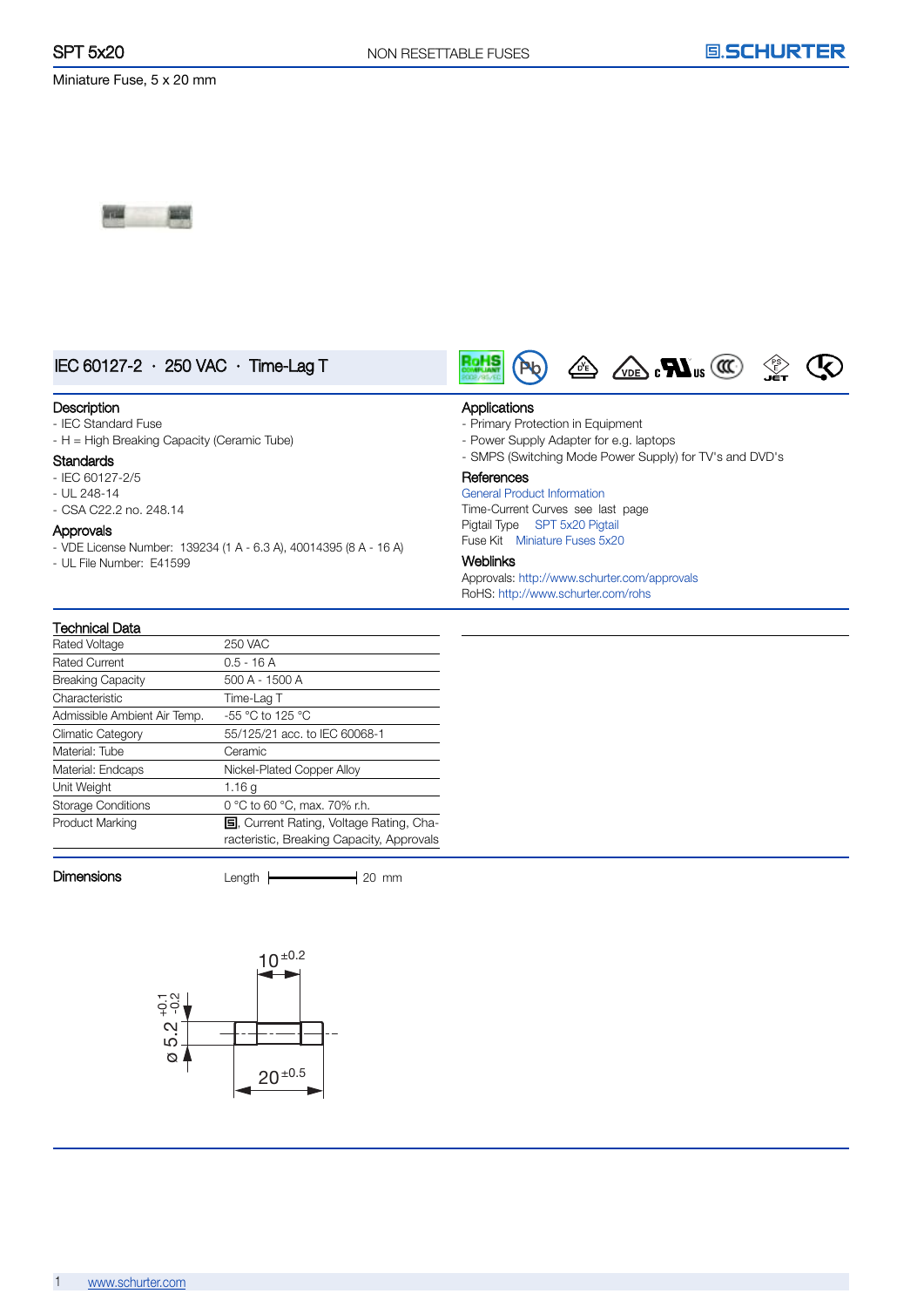# SPT 5x20

NON RESETTABLE FUSES

Miniature Fuse, 5 x 20 mm

## IEC 60127-2 · 250 VAC · Time-Lag T

### Description
- IEC Standard Fuse
- H = High Breaking Capacity (Ceramic Tube)

### Standards
- IEC 60127-2/5
- UL 248-14
- CSA C22.2 no. 248.14

### Approvals
- VDE License Number: 139234 (1 A - 6.3 A), 40014395 (8 A - 16 A)
- UL File Number: E41599

### Applications
- Primary Protection in Equipment
- Power Supply Adapter for e.g. laptops
- SMPS (Switching Mode Power Supply) for TV's and DVD's

### References
General Product Information

Time-Current Curves see last page

Pigtail Type SPT 5x20 Pigtail

Fuse Kit Miniature Fuses 5x20

### Weblinks
Approvals: http://www.schurter.com/approvals

RoHS: http://www.schurter.com/rohs

### Technical Data

| | |
|---|---|
| Rated Voltage | 250 VAC |
| Rated Current | 0.5 - 16 A |
| Breaking Capacity | 500 A - 1500 A |
| Characteristic | Time-Lag T |
| Admissible Ambient Air Temp. | -55 °C to 125 °C |
| Climatic Category | 55/125/21 acc. to IEC 60068-1 |
| Material: Tube | Ceramic |
| Material: Endcaps | Nickel-Plated Copper Alloy |
| Unit Weight | 1.16 g |
| Storage Conditions | 0 °C to 60 °C, max. 70% r.h. |
| Product Marking | Logo, Current Rating, Voltage Rating, Characteristic, Breaking Capacity, Approvals |

### Dimensions

Length 20 mm

$10^{\pm 0.2}$

$\varnothing\ 5.2^{+0.1}_{-0.2}$

$20^{\pm 0.5}$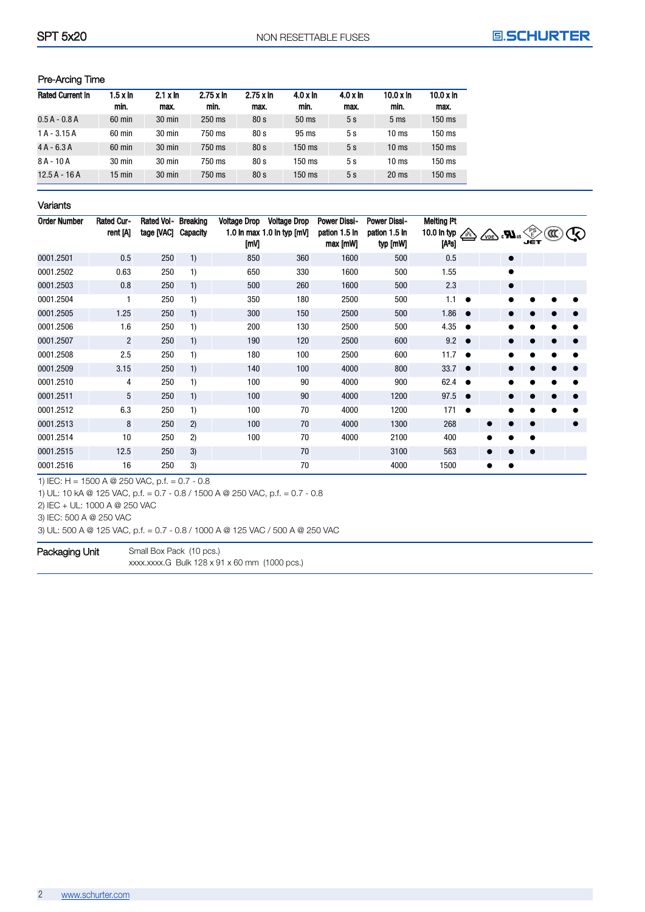## Pre-Arcing Time

| Rated Current In | 1.5 x In min. | 2.1 x In max. | 2.75 x In min. | 2.75 x In max. | 4.0 x In min. | 4.0 x In max. | 10.0 x In min. | 10.0 x In max. |
|---|---|---|---|---|---|---|---|---|
| 0.5 A - 0.8 A | 60 min | 30 min | 250 ms | 80 s | 50 ms | 5 s | 5 ms | 150 ms |
| 1 A - 3.15 A | 60 min | 30 min | 750 ms | 80 s | 95 ms | 5 s | 10 ms | 150 ms |
| 4 A - 6.3 A | 60 min | 30 min | 750 ms | 80 s | 150 ms | 5 s | 10 ms | 150 ms |
| 8 A - 10 A | 30 min | 30 min | 750 ms | 80 s | 150 ms | 5 s | 10 ms | 150 ms |
| 12.5 A - 16 A | 15 min | 30 min | 750 ms | 80 s | 150 ms | 5 s | 20 ms | 150 ms |

## Variants

| Order Number | Rated Current [A] | Rated Voltage [VAC] | Breaking Capacity | Voltage Drop 1.0 In max [mV] | Voltage Drop 1.0 In typ [mV] | Power Dissipation 1.5 In max [mW] | Power Dissipation 1.5 In typ [mW] | Melting I²t 10.0 In typ [A²s] | ENEC | VDE | cULus | PSE JET | CCC | KC |
|---|---|---|---|---|---|---|---|---|---|---|---|---|---|---|
| 0001.2501 | 0.5 | 250 | 1) | 850 | 360 | 1600 | 500 | 0.5 | | | ● | | | |
| 0001.2502 | 0.63 | 250 | 1) | 650 | 330 | 1600 | 500 | 1.55 | | | ● | | | |
| 0001.2503 | 0.8 | 250 | 1) | 500 | 260 | 1600 | 500 | 2.3 | | | ● | | | |
| 0001.2504 | 1 | 250 | 1) | 350 | 180 | 2500 | 500 | 1.1 | ● | | ● | ● | ● | ● |
| 0001.2505 | 1.25 | 250 | 1) | 300 | 150 | 2500 | 500 | 1.86 | ● | | ● | ● | ● | ● |
| 0001.2506 | 1.6 | 250 | 1) | 200 | 130 | 2500 | 500 | 4.35 | ● | | ● | ● | ● | ● |
| 0001.2507 | 2 | 250 | 1) | 190 | 120 | 2500 | 600 | 9.2 | ● | | ● | ● | ● | ● |
| 0001.2508 | 2.5 | 250 | 1) | 180 | 100 | 2500 | 600 | 11.7 | ● | | ● | ● | ● | ● |
| 0001.2509 | 3.15 | 250 | 1) | 140 | 100 | 4000 | 800 | 33.7 | ● | | ● | ● | ● | ● |
| 0001.2510 | 4 | 250 | 1) | 100 | 90 | 4000 | 900 | 62.4 | ● | | ● | ● | ● | ● |
| 0001.2511 | 5 | 250 | 1) | 100 | 90 | 4000 | 1200 | 97.5 | ● | | ● | ● | ● | ● |
| 0001.2512 | 6.3 | 250 | 1) | 100 | 70 | 4000 | 1200 | 171 | ● | | ● | ● | ● | ● |
| 0001.2513 | 8 | 250 | 2) | 100 | 70 | 4000 | 1300 | 268 | | ● | ● | ● | | ● |
| 0001.2514 | 10 | 250 | 2) | 100 | 70 | 4000 | 2100 | 400 | | ● | ● | ● | | |
| 0001.2515 | 12.5 | 250 | 3) | | 70 | | 3100 | 563 | | ● | ● | ● | | |
| 0001.2516 | 16 | 250 | 3) | | 70 | | 4000 | 1500 | | ● | ● | | | |

1) IEC: H = 1500 A @ 250 VAC, p.f. = 0.7 - 0.8
1) UL: 10 kA @ 125 VAC, p.f. = 0.7 - 0.8 / 1500 A @ 250 VAC, p.f. = 0.7 - 0.8
2) IEC + UL: 1000 A @ 250 VAC
3) IEC: 500 A @ 250 VAC
3) UL: 500 A @ 125 VAC, p.f. = 0.7 - 0.8 / 1000 A @ 125 VAC / 500 A @ 250 VAC

| Packaging Unit | |
|---|---|
| | Small Box Pack (10 pcs.) |
| | xxxx.xxxx.G Bulk 128 x 91 x 60 mm (1000 pcs.) |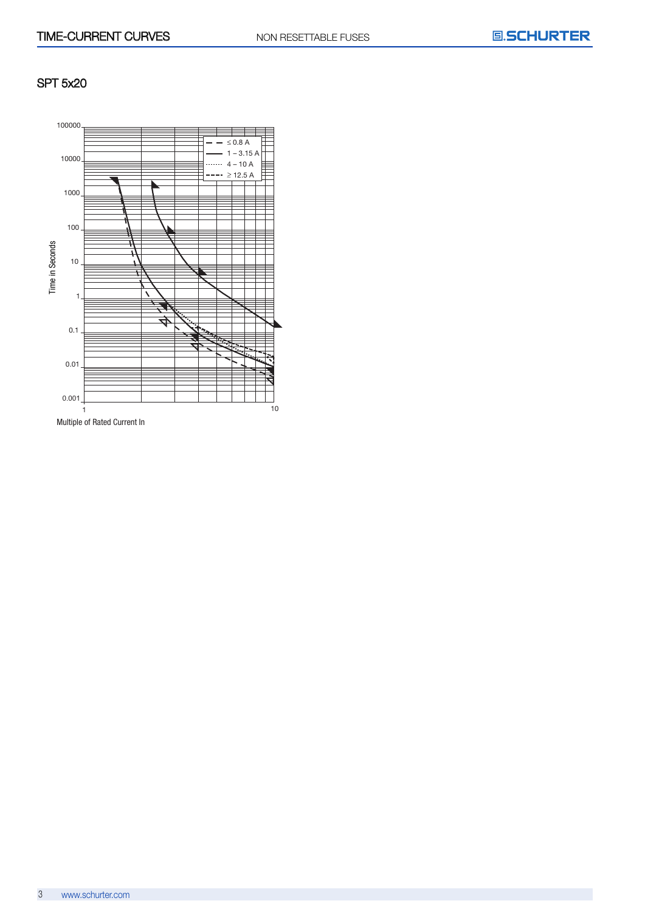## SPT 5x20

100000
10000
1000
100
10
1
0.1
0.01
0.001

Time in Seconds

≤ 0.8 A
1 – 3.15 A
4 – 10 A
≥ 12.5 A

1
10

Multiple of Rated Current In